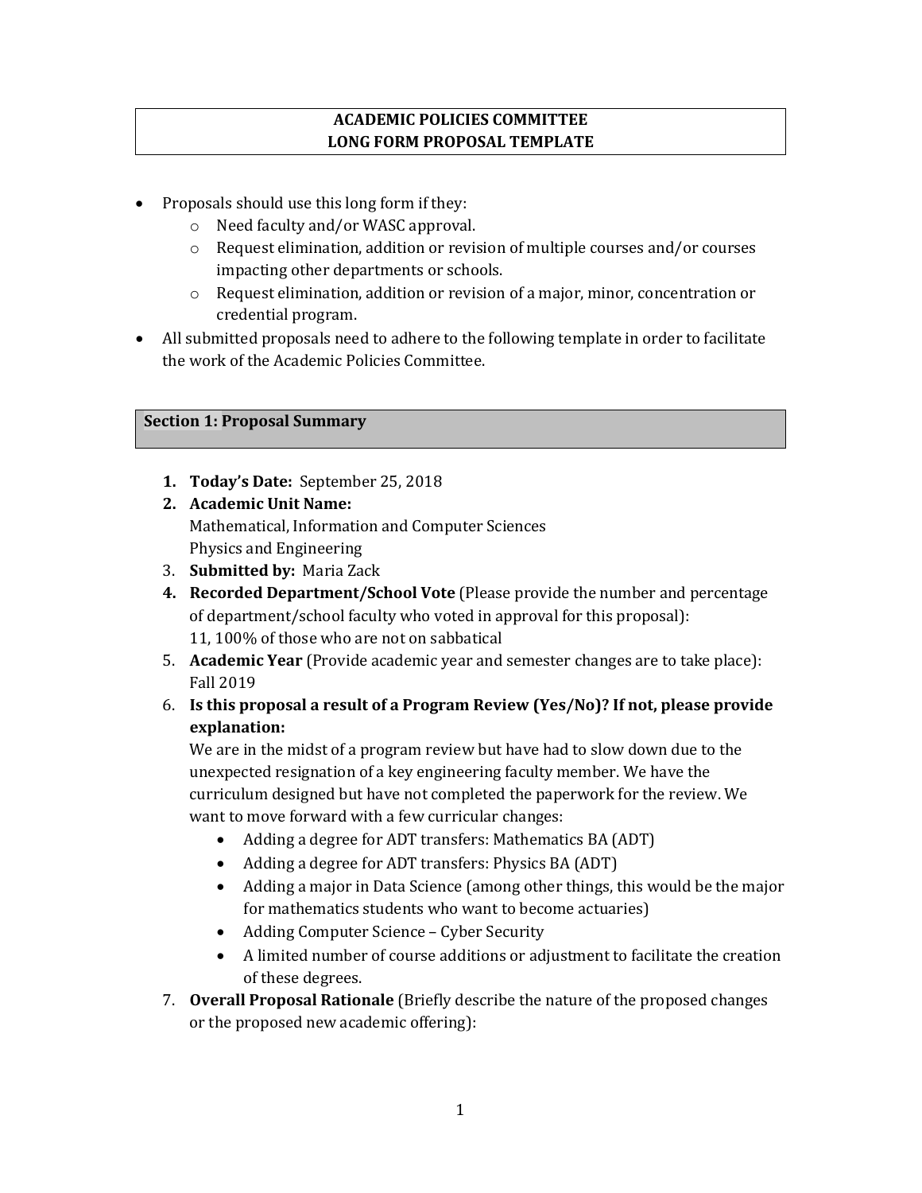# ACADEMIC POLICIES COMMITTEE
# LONG FORM PROPOSAL TEMPLATE

- Proposals should use this long form if they:
  - Need faculty and/or WASC approval.
  - Request elimination, addition or revision of multiple courses and/or courses impacting other departments or schools.
  - Request elimination, addition or revision of a major, minor, concentration or credential program.
- All submitted proposals need to adhere to the following template in order to facilitate the work of the Academic Policies Committee.

## Section 1: Proposal Summary

1. **Today's Date:** September 25, 2018
2. **Academic Unit Name:**
   Mathematical, Information and Computer Sciences
   Physics and Engineering
3. **Submitted by:** Maria Zack
4. **Recorded Department/School Vote** (Please provide the number and percentage of department/school faculty who voted in approval for this proposal):
   11, 100% of those who are not on sabbatical
5. **Academic Year** (Provide academic year and semester changes are to take place):
   Fall 2019
6. **Is this proposal a result of a Program Review (Yes/No)? If not, please provide explanation:**
   We are in the midst of a program review but have had to slow down due to the unexpected resignation of a key engineering faculty member. We have the curriculum designed but have not completed the paperwork for the review. We want to move forward with a few curricular changes:
   - Adding a degree for ADT transfers: Mathematics BA (ADT)
   - Adding a degree for ADT transfers: Physics BA (ADT)
   - Adding a major in Data Science (among other things, this would be the major for mathematics students who want to become actuaries)
   - Adding Computer Science – Cyber Security
   - A limited number of course additions or adjustment to facilitate the creation of these degrees.
7. **Overall Proposal Rationale** (Briefly describe the nature of the proposed changes or the proposed new academic offering):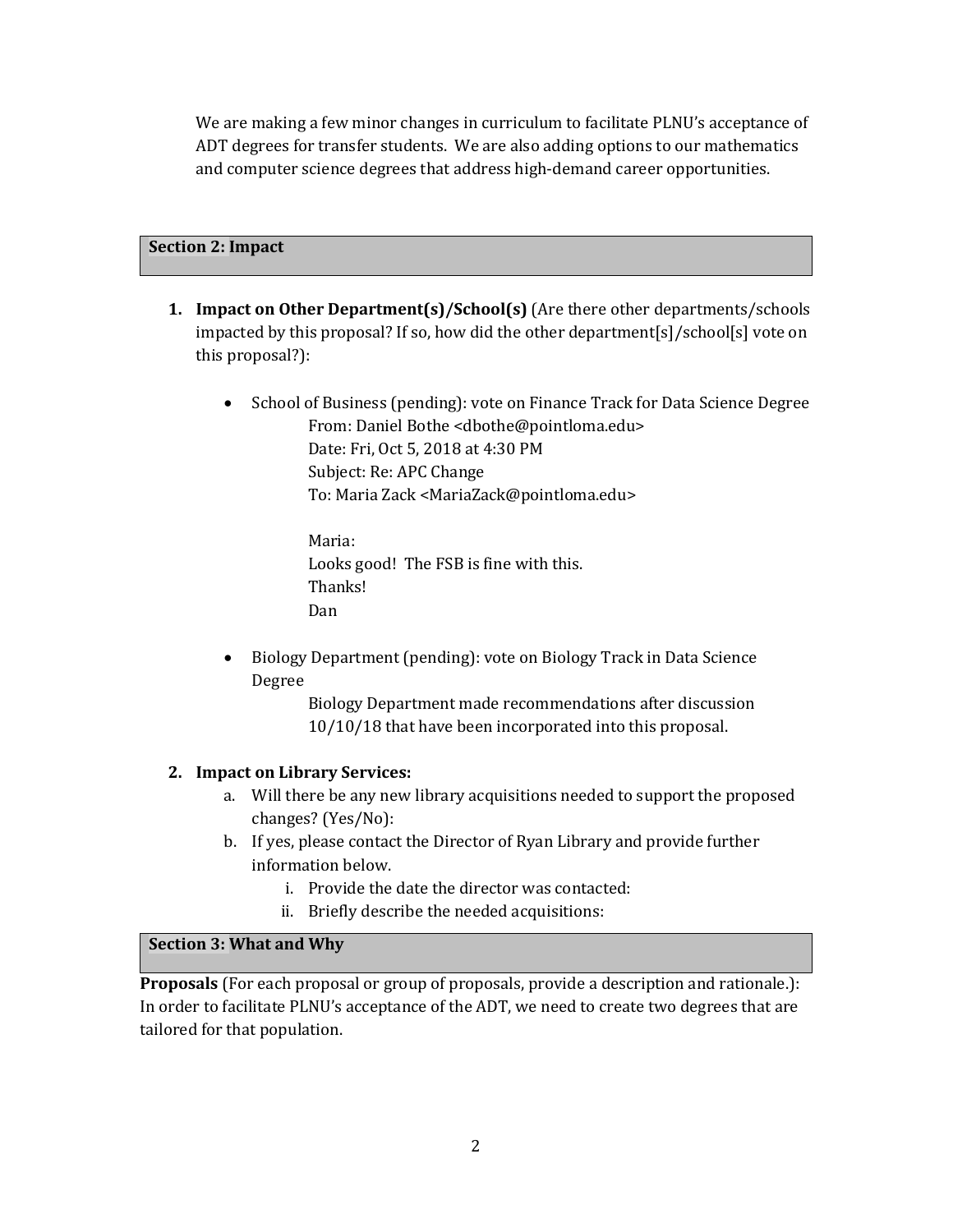We are making a few minor changes in curriculum to facilitate PLNU's acceptance of ADT degrees for transfer students. We are also adding options to our mathematics and computer science degrees that address high-demand career opportunities.

## Section 2: Impact

1. **Impact on Other Department(s)/School(s)** (Are there other departments/schools impacted by this proposal? If so, how did the other department[s]/school[s] vote on this proposal?):

   - School of Business (pending): vote on Finance Track for Data Science Degree

     From: Daniel Bothe <dbothe@pointloma.edu>
     Date: Fri, Oct 5, 2018 at 4:30 PM
     Subject: Re: APC Change
     To: Maria Zack <MariaZack@pointloma.edu>

     Maria:
     Looks good! The FSB is fine with this.
     Thanks!
     Dan

   - Biology Department (pending): vote on Biology Track in Data Science Degree

     Biology Department made recommendations after discussion 10/10/18 that have been incorporated into this proposal.

2. **Impact on Library Services:**
   a. Will there be any new library acquisitions needed to support the proposed changes? (Yes/No):
   b. If yes, please contact the Director of Ryan Library and provide further information below.
      i. Provide the date the director was contacted:
      ii. Briefly describe the needed acquisitions:

## Section 3: What and Why

**Proposals** (For each proposal or group of proposals, provide a description and rationale.): In order to facilitate PLNU's acceptance of the ADT, we need to create two degrees that are tailored for that population.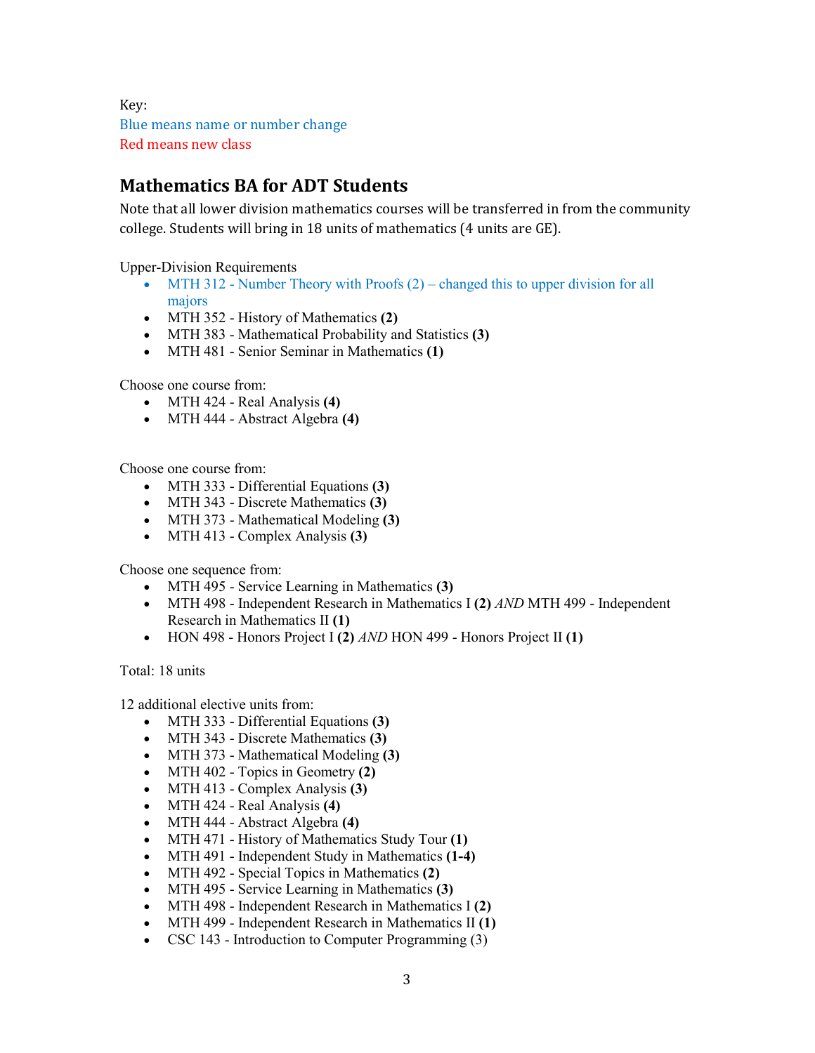Key:
Blue means name or number change
Red means new class

## Mathematics BA for ADT Students

Note that all lower division mathematics courses will be transferred in from the community college. Students will bring in 18 units of mathematics (4 units are GE).

Upper-Division Requirements

- MTH 312 - Number Theory with Proofs (2) – changed this to upper division for all majors
- MTH 352 - History of Mathematics **(2)**
- MTH 383 - Mathematical Probability and Statistics **(3)**
- MTH 481 - Senior Seminar in Mathematics **(1)**

Choose one course from:

- MTH 424 - Real Analysis **(4)**
- MTH 444 - Abstract Algebra **(4)**

Choose one course from:

- MTH 333 - Differential Equations **(3)**
- MTH 343 - Discrete Mathematics **(3)**
- MTH 373 - Mathematical Modeling **(3)**
- MTH 413 - Complex Analysis **(3)**

Choose one sequence from:

- MTH 495 - Service Learning in Mathematics **(3)**
- MTH 498 - Independent Research in Mathematics I **(2)** *AND* MTH 499 - Independent Research in Mathematics II **(1)**
- HON 498 - Honors Project I **(2)** *AND* HON 499 - Honors Project II **(1)**

Total: 18 units

12 additional elective units from:

- MTH 333 - Differential Equations **(3)**
- MTH 343 - Discrete Mathematics **(3)**
- MTH 373 - Mathematical Modeling **(3)**
- MTH 402 - Topics in Geometry **(2)**
- MTH 413 - Complex Analysis **(3)**
- MTH 424 - Real Analysis **(4)**
- MTH 444 - Abstract Algebra **(4)**
- MTH 471 - History of Mathematics Study Tour **(1)**
- MTH 491 - Independent Study in Mathematics **(1-4)**
- MTH 492 - Special Topics in Mathematics **(2)**
- MTH 495 - Service Learning in Mathematics **(3)**
- MTH 498 - Independent Research in Mathematics I **(2)**
- MTH 499 - Independent Research in Mathematics II **(1)**
- CSC 143 - Introduction to Computer Programming (3)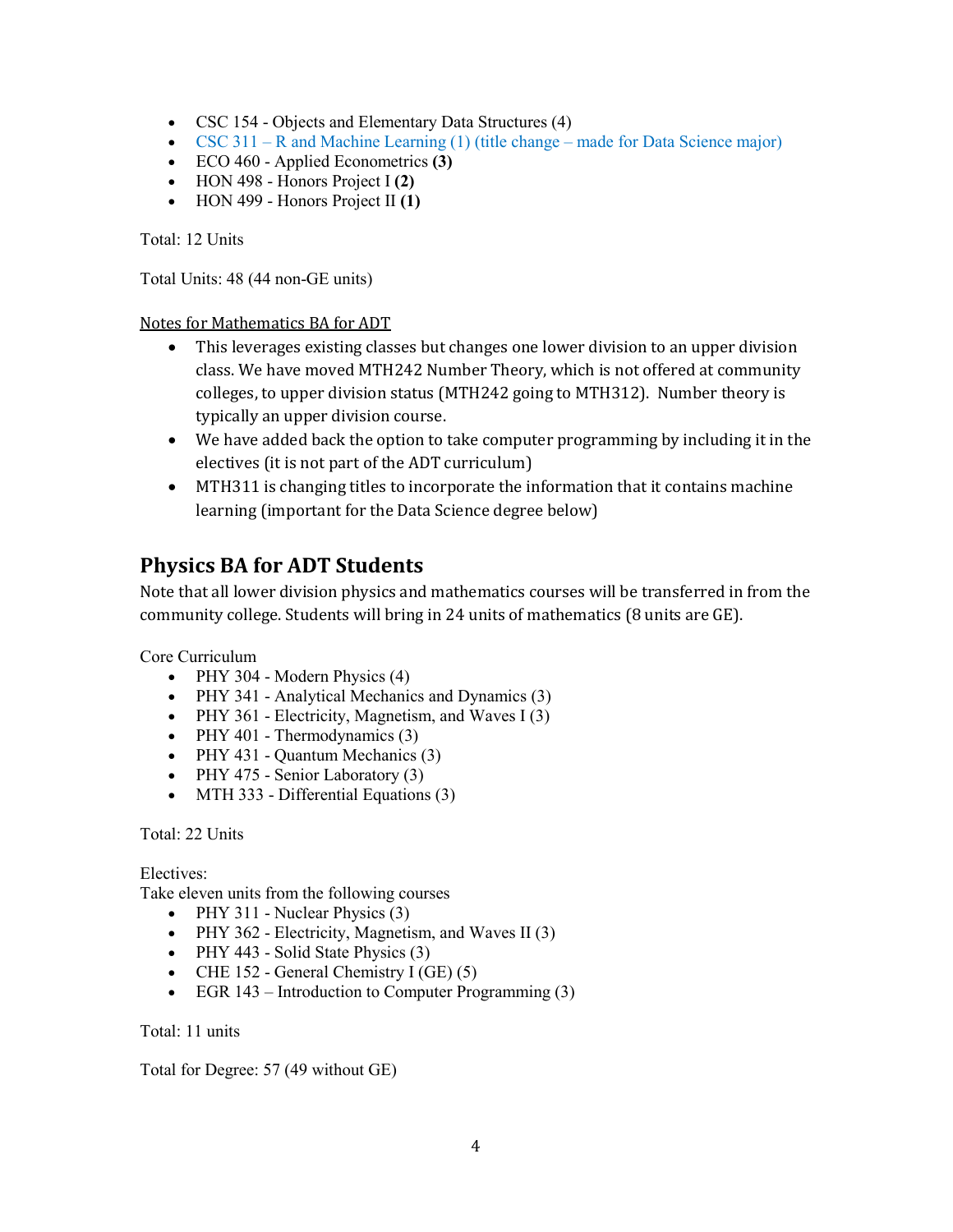- CSC 154 - Objects and Elementary Data Structures (4)
- CSC 311 – R and Machine Learning (1) (title change – made for Data Science major)
- ECO 460 - Applied Econometrics **(3)**
- HON 498 - Honors Project I **(2)**
- HON 499 - Honors Project II **(1)**

Total: 12 Units

Total Units: 48 (44 non-GE units)

Notes for Mathematics BA for ADT

- This leverages existing classes but changes one lower division to an upper division class. We have moved MTH242 Number Theory, which is not offered at community colleges, to upper division status (MTH242 going to MTH312). Number theory is typically an upper division course.
- We have added back the option to take computer programming by including it in the electives (it is not part of the ADT curriculum)
- MTH311 is changing titles to incorporate the information that it contains machine learning (important for the Data Science degree below)

## Physics BA for ADT Students

Note that all lower division physics and mathematics courses will be transferred in from the community college. Students will bring in 24 units of mathematics (8 units are GE).

Core Curriculum

- PHY 304 - Modern Physics (4)
- PHY 341 - Analytical Mechanics and Dynamics (3)
- PHY 361 - Electricity, Magnetism, and Waves I (3)
- PHY 401 - Thermodynamics (3)
- PHY 431 - Quantum Mechanics (3)
- PHY 475 - Senior Laboratory (3)
- MTH 333 - Differential Equations (3)

Total: 22 Units

Electives:

Take eleven units from the following courses

- PHY 311 - Nuclear Physics (3)
- PHY 362 - Electricity, Magnetism, and Waves II (3)
- PHY 443 - Solid State Physics (3)
- CHE 152 - General Chemistry I (GE) (5)
- EGR 143 – Introduction to Computer Programming (3)

Total: 11 units

Total for Degree: 57 (49 without GE)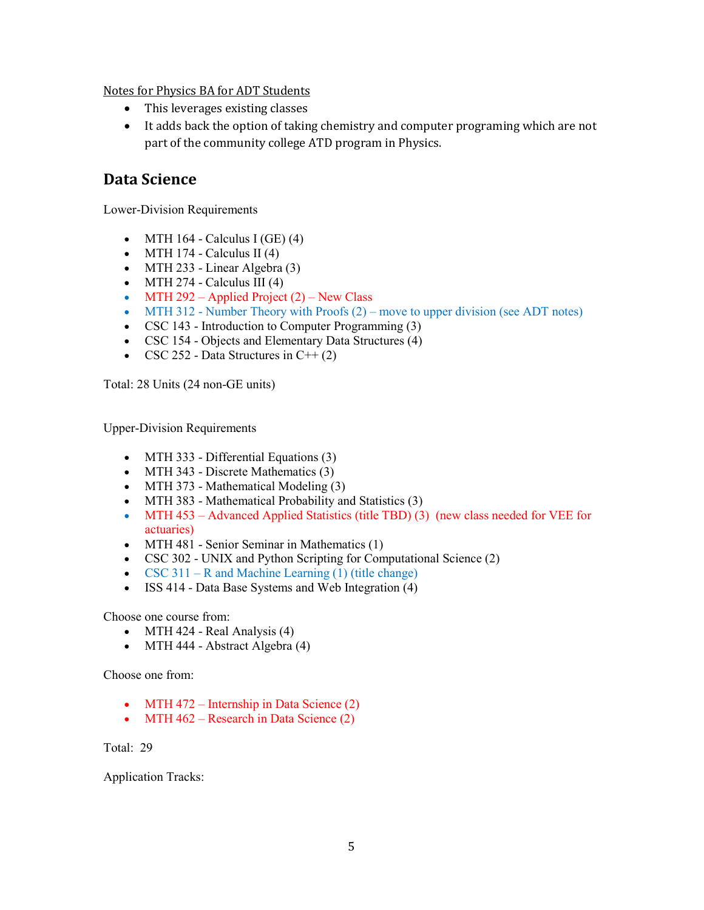Notes for Physics BA for ADT Students

- This leverages existing classes
- It adds back the option of taking chemistry and computer programing which are not part of the community college ATD program in Physics.

## Data Science

Lower-Division Requirements

- MTH 164 - Calculus I (GE) (4)
- MTH 174 - Calculus II (4)
- MTH 233 - Linear Algebra (3)
- MTH 274 - Calculus III (4)
- MTH 292 – Applied Project (2) – New Class
- MTH 312 - Number Theory with Proofs (2) – move to upper division (see ADT notes)
- CSC 143 - Introduction to Computer Programming (3)
- CSC 154 - Objects and Elementary Data Structures (4)
- CSC 252 - Data Structures in C++ (2)

Total: 28 Units (24 non-GE units)

Upper-Division Requirements

- MTH 333 - Differential Equations (3)
- MTH 343 - Discrete Mathematics (3)
- MTH 373 - Mathematical Modeling (3)
- MTH 383 - Mathematical Probability and Statistics (3)
- MTH 453 – Advanced Applied Statistics (title TBD) (3) (new class needed for VEE for actuaries)
- MTH 481 - Senior Seminar in Mathematics (1)
- CSC 302 - UNIX and Python Scripting for Computational Science (2)
- CSC 311 – R and Machine Learning (1) (title change)
- ISS 414 - Data Base Systems and Web Integration (4)

Choose one course from:

- MTH 424 - Real Analysis (4)
- MTH 444 - Abstract Algebra (4)

Choose one from:

- MTH 472 – Internship in Data Science (2)
- MTH 462 – Research in Data Science (2)

Total: 29

Application Tracks: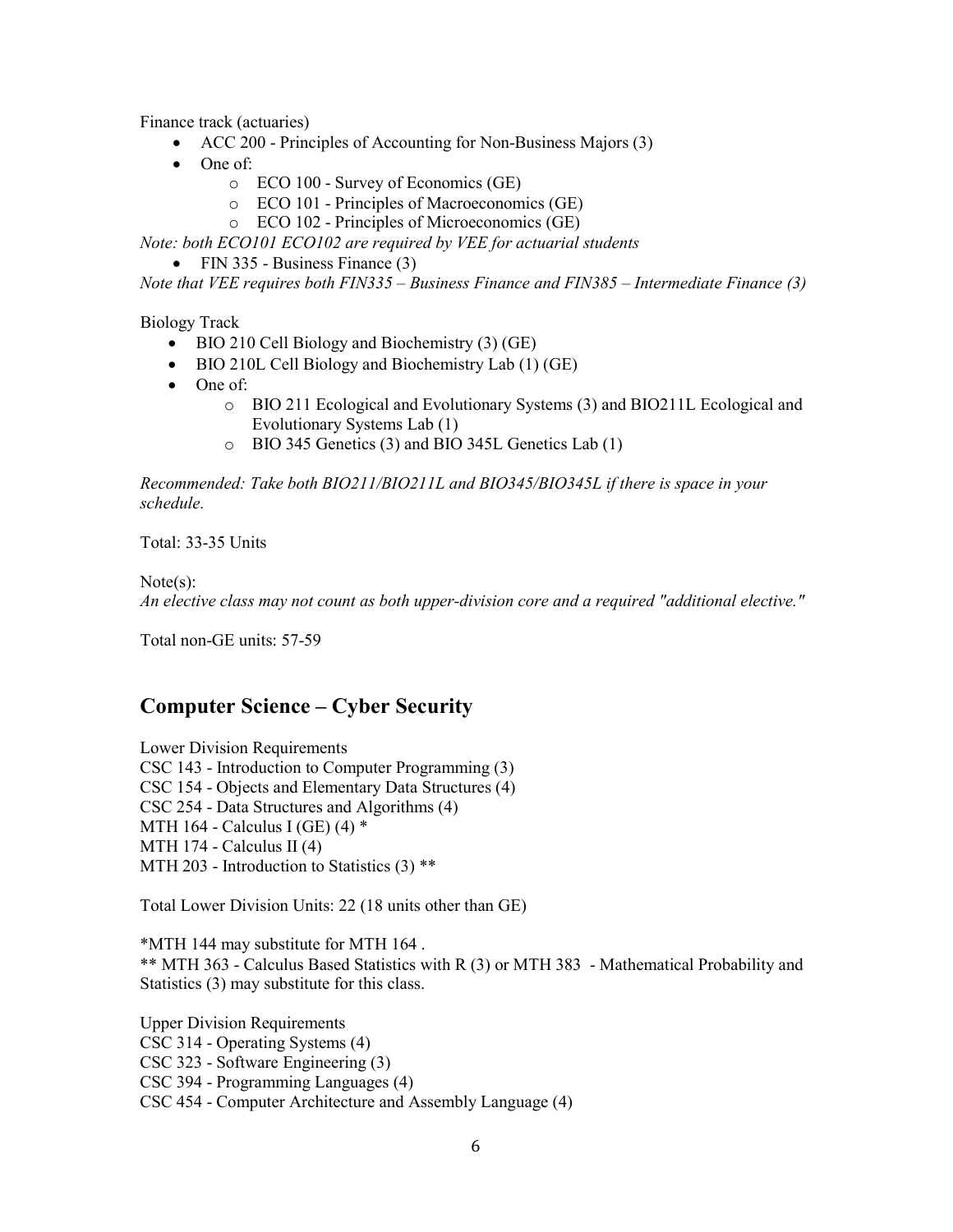Finance track (actuaries)

- ACC 200 - Principles of Accounting for Non-Business Majors (3)
- One of:
  - ECO 100 - Survey of Economics (GE)
  - ECO 101 - Principles of Macroeconomics (GE)
  - ECO 102 - Principles of Microeconomics (GE)

*Note: both ECO101 ECO102 are required by VEE for actuarial students*

- FIN 335 - Business Finance (3)

*Note that VEE requires both FIN335 – Business Finance and FIN385 – Intermediate Finance (3)*

Biology Track

- BIO 210 Cell Biology and Biochemistry (3) (GE)
- BIO 210L Cell Biology and Biochemistry Lab (1) (GE)
- One of:
  - BIO 211 Ecological and Evolutionary Systems (3) and BIO211L Ecological and Evolutionary Systems Lab (1)
  - BIO 345 Genetics (3) and BIO 345L Genetics Lab (1)

*Recommended: Take both BIO211/BIO211L and BIO345/BIO345L if there is space in your schedule.*

Total: 33-35 Units

Note(s):
*An elective class may not count as both upper-division core and a required "additional elective."*

Total non-GE units: 57-59

## Computer Science – Cyber Security

Lower Division Requirements
CSC 143 - Introduction to Computer Programming (3)
CSC 154 - Objects and Elementary Data Structures (4)
CSC 254 - Data Structures and Algorithms (4)
MTH 164 - Calculus I (GE) (4) *
MTH 174 - Calculus II (4)
MTH 203 - Introduction to Statistics (3) **

Total Lower Division Units: 22 (18 units other than GE)

*MTH 144 may substitute for MTH 164 .
** MTH 363 - Calculus Based Statistics with R (3) or MTH 383 - Mathematical Probability and Statistics (3) may substitute for this class.

Upper Division Requirements
CSC 314 - Operating Systems (4)
CSC 323 - Software Engineering (3)
CSC 394 - Programming Languages (4)
CSC 454 - Computer Architecture and Assembly Language (4)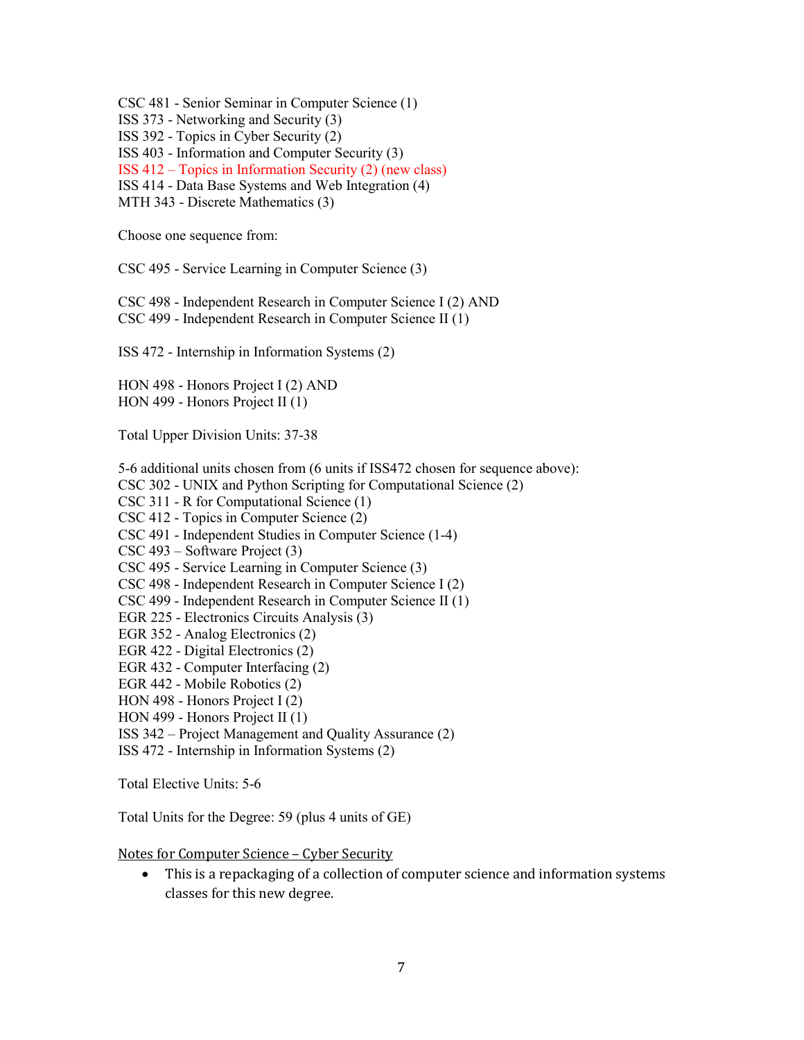CSC 481 - Senior Seminar in Computer Science (1)  
ISS 373 - Networking and Security (3)  
ISS 392 - Topics in Cyber Security (2)  
ISS 403 - Information and Computer Security (3)  
ISS 412 – Topics in Information Security (2) (new class)  
ISS 414 - Data Base Systems and Web Integration (4)  
MTH 343 - Discrete Mathematics (3)

Choose one sequence from:

CSC 495 - Service Learning in Computer Science (3)

CSC 498 - Independent Research in Computer Science I (2) AND  
CSC 499 - Independent Research in Computer Science II (1)

ISS 472 - Internship in Information Systems (2)

HON 498 - Honors Project I (2) AND  
HON 499 - Honors Project II (1)

Total Upper Division Units: 37-38

5-6 additional units chosen from (6 units if ISS472 chosen for sequence above):  
CSC 302 - UNIX and Python Scripting for Computational Science (2)  
CSC 311 - R for Computational Science (1)  
CSC 412 - Topics in Computer Science (2)  
CSC 491 - Independent Studies in Computer Science (1-4)  
CSC 493 – Software Project (3)  
CSC 495 - Service Learning in Computer Science (3)  
CSC 498 - Independent Research in Computer Science I (2)  
CSC 499 - Independent Research in Computer Science II (1)  
EGR 225 - Electronics Circuits Analysis (3)  
EGR 352 - Analog Electronics (2)  
EGR 422 - Digital Electronics (2)  
EGR 432 - Computer Interfacing (2)  
EGR 442 - Mobile Robotics (2)  
HON 498 - Honors Project I (2)  
HON 499 - Honors Project II (1)  
ISS 342 – Project Management and Quality Assurance (2)  
ISS 472 - Internship in Information Systems (2)

Total Elective Units: 5-6

Total Units for the Degree: 59 (plus 4 units of GE)

Notes for Computer Science – Cyber Security

- This is a repackaging of a collection of computer science and information systems classes for this new degree.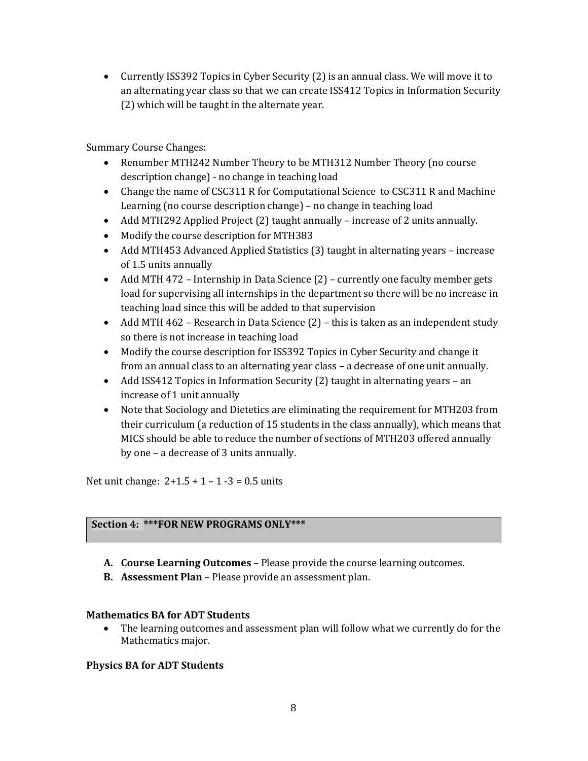- Currently ISS392 Topics in Cyber Security (2) is an annual class. We will move it to an alternating year class so that we can create ISS412 Topics in Information Security (2) which will be taught in the alternate year.

Summary Course Changes:

- Renumber MTH242 Number Theory to be MTH312 Number Theory (no course description change) - no change in teaching load
- Change the name of CSC311 R for Computational Science to CSC311 R and Machine Learning (no course description change) – no change in teaching load
- Add MTH292 Applied Project (2) taught annually – increase of 2 units annually.
- Modify the course description for MTH383
- Add MTH453 Advanced Applied Statistics (3) taught in alternating years – increase of 1.5 units annually
- Add MTH 472 – Internship in Data Science (2) – currently one faculty member gets load for supervising all internships in the department so there will be no increase in teaching load since this will be added to that supervision
- Add MTH 462 – Research in Data Science (2) – this is taken as an independent study so there is not increase in teaching load
- Modify the course description for ISS392 Topics in Cyber Security and change it from an annual class to an alternating year class – a decrease of one unit annually.
- Add ISS412 Topics in Information Security (2) taught in alternating years – an increase of 1 unit annually
- Note that Sociology and Dietetics are eliminating the requirement for MTH203 from their curriculum (a reduction of 15 students in the class annually), which means that MICS should be able to reduce the number of sections of MTH203 offered annually by one – a decrease of 3 units annually.

Net unit change: $2+1.5+1-1-3=0.5$ units

## Section 4: ***FOR NEW PROGRAMS ONLY***

**A. Course Learning Outcomes** – Please provide the course learning outcomes.

**B. Assessment Plan** – Please provide an assessment plan.

### Mathematics BA for ADT Students

- The learning outcomes and assessment plan will follow what we currently do for the Mathematics major.

### Physics BA for ADT Students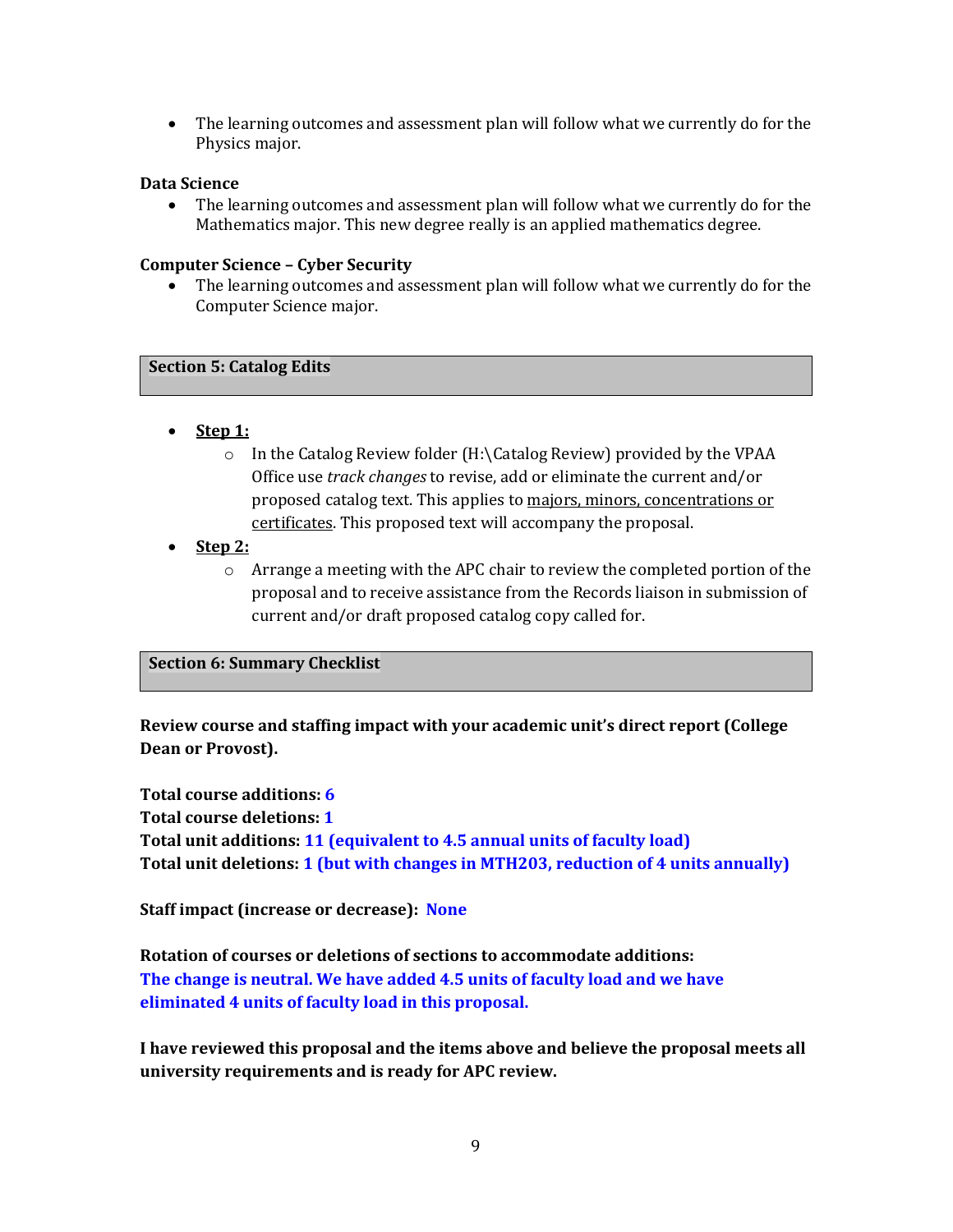- The learning outcomes and assessment plan will follow what we currently do for the Physics major.

**Data Science**

- The learning outcomes and assessment plan will follow what we currently do for the Mathematics major. This new degree really is an applied mathematics degree.

**Computer Science – Cyber Security**

- The learning outcomes and assessment plan will follow what we currently do for the Computer Science major.

## Section 5: Catalog Edits

- **Step 1:**
  - In the Catalog Review folder (H:\Catalog Review) provided by the VPAA Office use *track changes* to revise, add or eliminate the current and/or proposed catalog text. This applies to majors, minors, concentrations or certificates. This proposed text will accompany the proposal.
- **Step 2:**
  - Arrange a meeting with the APC chair to review the completed portion of the proposal and to receive assistance from the Records liaison in submission of current and/or draft proposed catalog copy called for.

## Section 6: Summary Checklist

**Review course and staffing impact with your academic unit's direct report (College Dean or Provost).**

**Total course additions: 6**
**Total course deletions: 1**
**Total unit additions: 11 (equivalent to 4.5 annual units of faculty load)**
**Total unit deletions: 1 (but with changes in MTH203, reduction of 4 units annually)**

**Staff impact (increase or decrease): None**

**Rotation of courses or deletions of sections to accommodate additions:**
**The change is neutral. We have added 4.5 units of faculty load and we have eliminated 4 units of faculty load in this proposal.**

**I have reviewed this proposal and the items above and believe the proposal meets all university requirements and is ready for APC review.**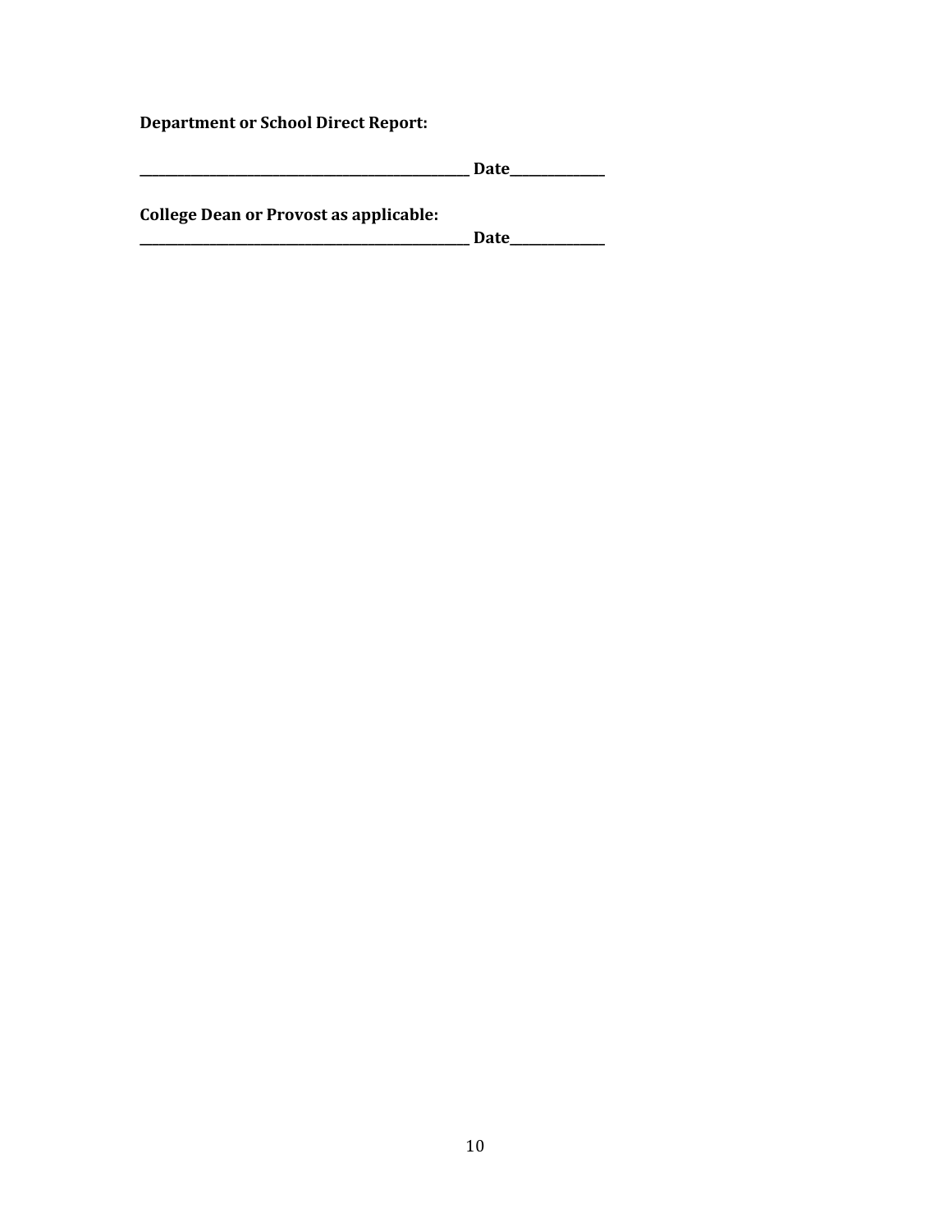**Department or School Direct Report:**

**\_\_\_\_\_\_\_\_\_\_\_\_\_\_\_\_\_\_\_\_\_\_\_\_\_\_\_\_\_\_\_\_\_\_\_\_\_\_\_\_\_\_\_\_\_\_\_\_\_\_\_\_\_\_ Date\_\_\_\_\_\_\_\_\_\_\_\_\_\_\_\_**

**College Dean or Provost as applicable:**

**\_\_\_\_\_\_\_\_\_\_\_\_\_\_\_\_\_\_\_\_\_\_\_\_\_\_\_\_\_\_\_\_\_\_\_\_\_\_\_\_\_\_\_\_\_\_\_\_\_\_\_\_\_\_ Date\_\_\_\_\_\_\_\_\_\_\_\_\_\_\_\_**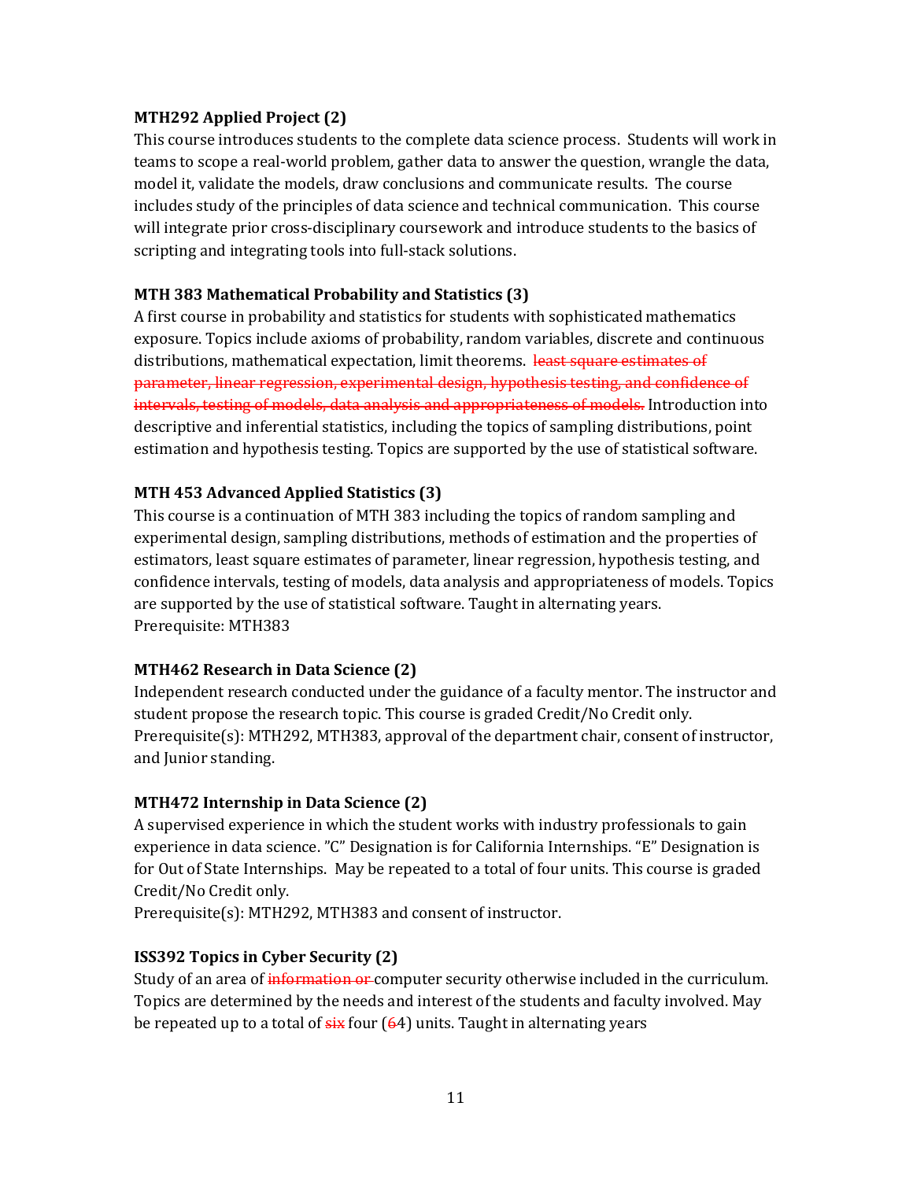**MTH292 Applied Project (2)**
This course introduces students to the complete data science process. Students will work in teams to scope a real-world problem, gather data to answer the question, wrangle the data, model it, validate the models, draw conclusions and communicate results. The course includes study of the principles of data science and technical communication. This course will integrate prior cross-disciplinary coursework and introduce students to the basics of scripting and integrating tools into full-stack solutions.

**MTH 383 Mathematical Probability and Statistics (3)**
A first course in probability and statistics for students with sophisticated mathematics exposure. Topics include axioms of probability, random variables, discrete and continuous distributions, mathematical expectation, limit theorems. ~~least square estimates of parameter, linear regression, experimental design, hypothesis testing, and confidence of intervals, testing of models, data analysis and appropriateness of models.~~ Introduction into descriptive and inferential statistics, including the topics of sampling distributions, point estimation and hypothesis testing. Topics are supported by the use of statistical software.

**MTH 453 Advanced Applied Statistics (3)**
This course is a continuation of MTH 383 including the topics of random sampling and experimental design, sampling distributions, methods of estimation and the properties of estimators, least square estimates of parameter, linear regression, hypothesis testing, and confidence intervals, testing of models, data analysis and appropriateness of models. Topics are supported by the use of statistical software. Taught in alternating years.
Prerequisite: MTH383

**MTH462 Research in Data Science (2)**
Independent research conducted under the guidance of a faculty mentor. The instructor and student propose the research topic. This course is graded Credit/No Credit only.
Prerequisite(s): MTH292, MTH383, approval of the department chair, consent of instructor, and Junior standing.

**MTH472 Internship in Data Science (2)**
A supervised experience in which the student works with industry professionals to gain experience in data science. "C" Designation is for California Internships. "E" Designation is for Out of State Internships. May be repeated to a total of four units. This course is graded Credit/No Credit only.
Prerequisite(s): MTH292, MTH383 and consent of instructor.

**ISS392 Topics in Cyber Security (2)**
Study of an area of ~~information or~~ computer security otherwise included in the curriculum. Topics are determined by the needs and interest of the students and faculty involved. May be repeated up to a total of ~~six~~ four (~~6~~4) units. Taught in alternating years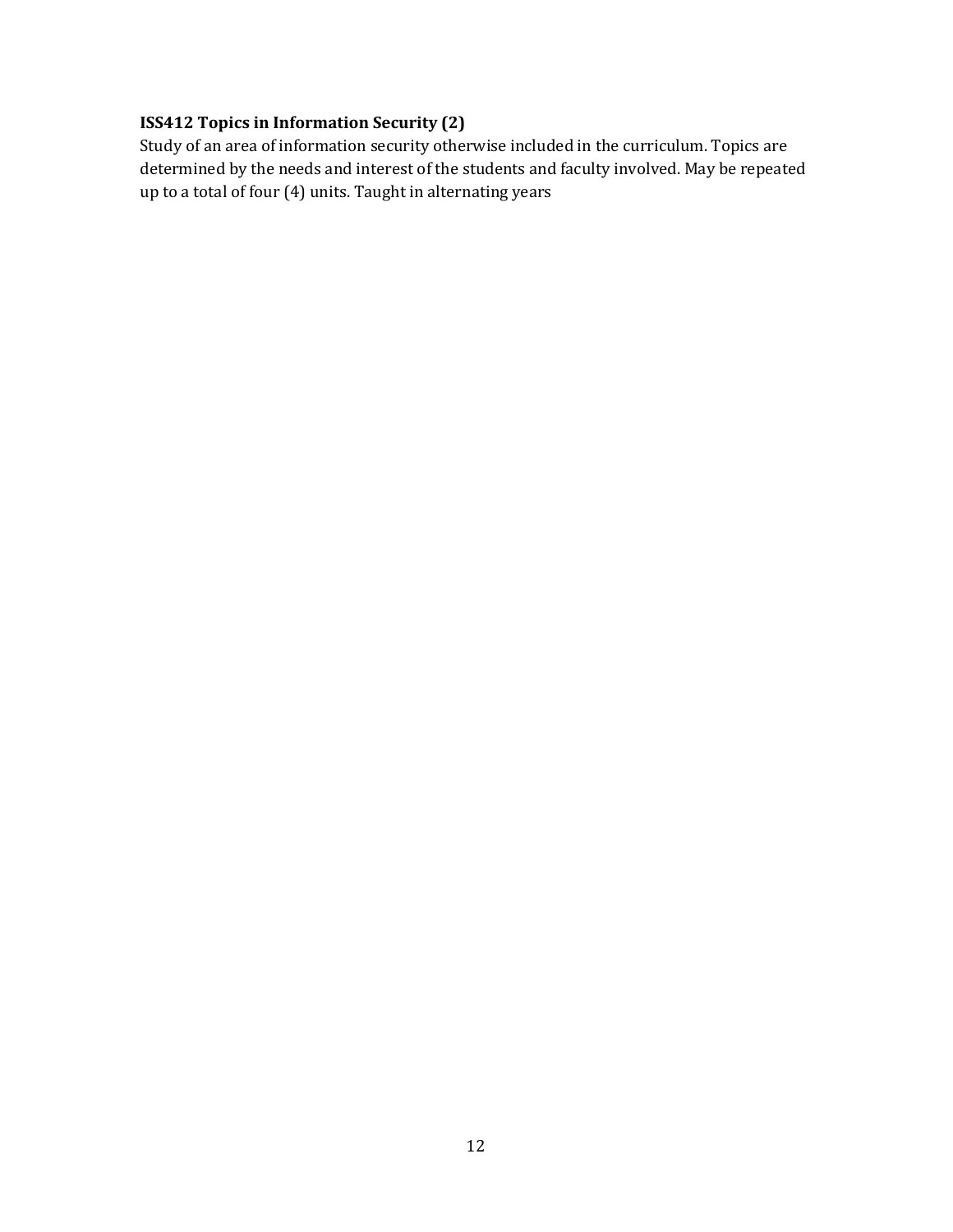**ISS412 Topics in Information Security (2)**
Study of an area of information security otherwise included in the curriculum. Topics are determined by the needs and interest of the students and faculty involved. May be repeated up to a total of four (4) units. Taught in alternating years